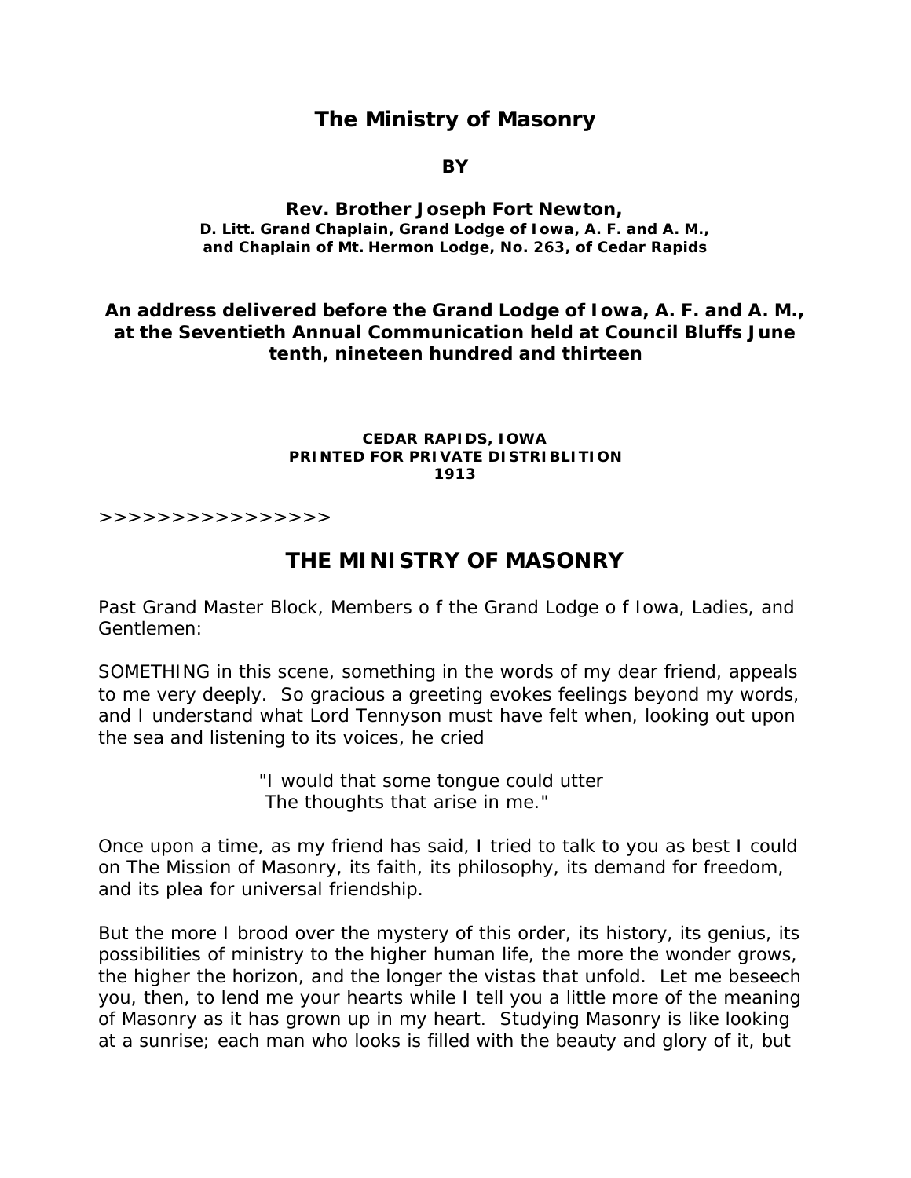# The Ministry of Masonry

**BY**

**Rev. Brother Joseph Fort Newton,**
**D. Litt. Grand Chaplain, Grand Lodge of Iowa, A. F. and A. M., and Chaplain of Mt. Hermon Lodge, No. 263, of Cedar Rapids**

**An address delivered before the Grand Lodge of Iowa, A. F. and A. M., at the Seventieth Annual Communication held at Council Bluffs June tenth, nineteen hundred and thirteen**

**CEDAR RAPIDS, IOWA**
**PRINTED FOR PRIVATE DISTRIBLITION**
**1913**

>>>>>>>>>>>>>>>>

## THE MINISTRY OF MASONRY

Past Grand Master Block, Members o f the Grand Lodge o f Iowa, Ladies, and Gentlemen:

SOMETHING in this scene, something in the words of my dear friend, appeals to me very deeply. So gracious a greeting evokes feelings beyond my words, and I understand what Lord Tennyson must have felt when, looking out upon the sea and listening to its voices, he cried

"I would that some tongue could utter
The thoughts that arise in me."

Once upon a time, as my friend has said, I tried to talk to you as best I could on The Mission of Masonry, its faith, its philosophy, its demand for freedom, and its plea for universal friendship.

But the more I brood over the mystery of this order, its history, its genius, its possibilities of ministry to the higher human life, the more the wonder grows, the higher the horizon, and the longer the vistas that unfold. Let me beseech you, then, to lend me your hearts while I tell you a little more of the meaning of Masonry as it has grown up in my heart. Studying Masonry is like looking at a sunrise; each man who looks is filled with the beauty and glory of it, but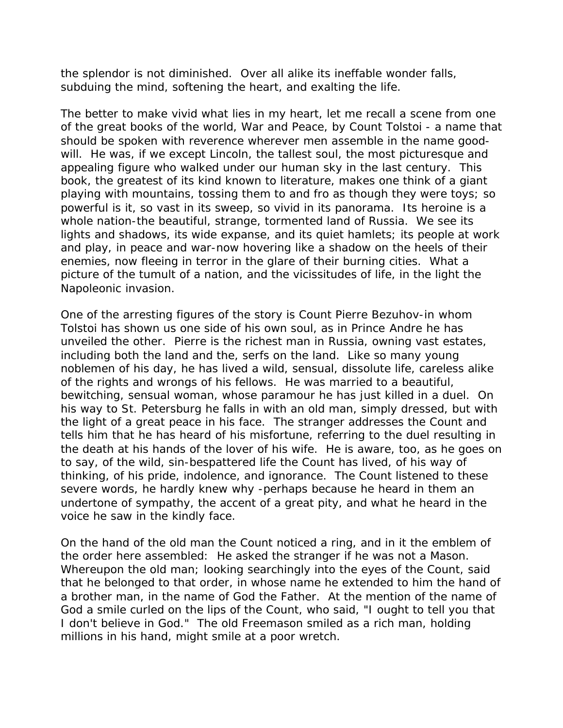the splendor is not diminished. Over all alike its ineffable wonder falls, subduing the mind, softening the heart, and exalting the life.

The better to make vivid what lies in my heart, let me recall a scene from one of the great books of the world, War and Peace, by Count Tolstoi - a name that should be spoken with reverence wherever men assemble in the name good-will. He was, if we except Lincoln, the tallest soul, the most picturesque and appealing figure who walked under our human sky in the last century. This book, the greatest of its kind known to literature, makes one think of a giant playing with mountains, tossing them to and fro as though they were toys; so powerful is it, so vast in its sweep, so vivid in its panorama. Its heroine is a whole nation-the beautiful, strange, tormented land of Russia. We see its lights and shadows, its wide expanse, and its quiet hamlets; its people at work and play, in peace and war-now hovering like a shadow on the heels of their enemies, now fleeing in terror in the glare of their burning cities. What a picture of the tumult of a nation, and the vicissitudes of life, in the light the Napoleonic invasion.

One of the arresting figures of the story is Count Pierre Bezuhov-in whom Tolstoi has shown us one side of his own soul, as in Prince Andre he has unveiled the other. Pierre is the richest man in Russia, owning vast estates, including both the land and the, serfs on the land. Like so many young noblemen of his day, he has lived a wild, sensual, dissolute life, careless alike of the rights and wrongs of his fellows. He was married to a beautiful, bewitching, sensual woman, whose paramour he has just killed in a duel. On his way to St. Petersburg he falls in with an old man, simply dressed, but with the light of a great peace in his face. The stranger addresses the Count and tells him that he has heard of his misfortune, referring to the duel resulting in the death at his hands of the lover of his wife. He is aware, too, as he goes on to say, of the wild, sin-bespattered life the Count has lived, of his way of thinking, of his pride, indolence, and ignorance. The Count listened to these severe words, he hardly knew why -perhaps because he heard in them an undertone of sympathy, the accent of a great pity, and what he heard in the voice he saw in the kindly face.

On the hand of the old man the Count noticed a ring, and in it the emblem of the order here assembled: He asked the stranger if he was not a Mason. Whereupon the old man; looking searchingly into the eyes of the Count, said that he belonged to that order, in whose name he extended to him the hand of a brother man, in the name of God the Father. At the mention of the name of God a smile curled on the lips of the Count, who said, "I ought to tell you that I don't believe in God." The old Freemason smiled as a rich man, holding millions in his hand, might smile at a poor wretch.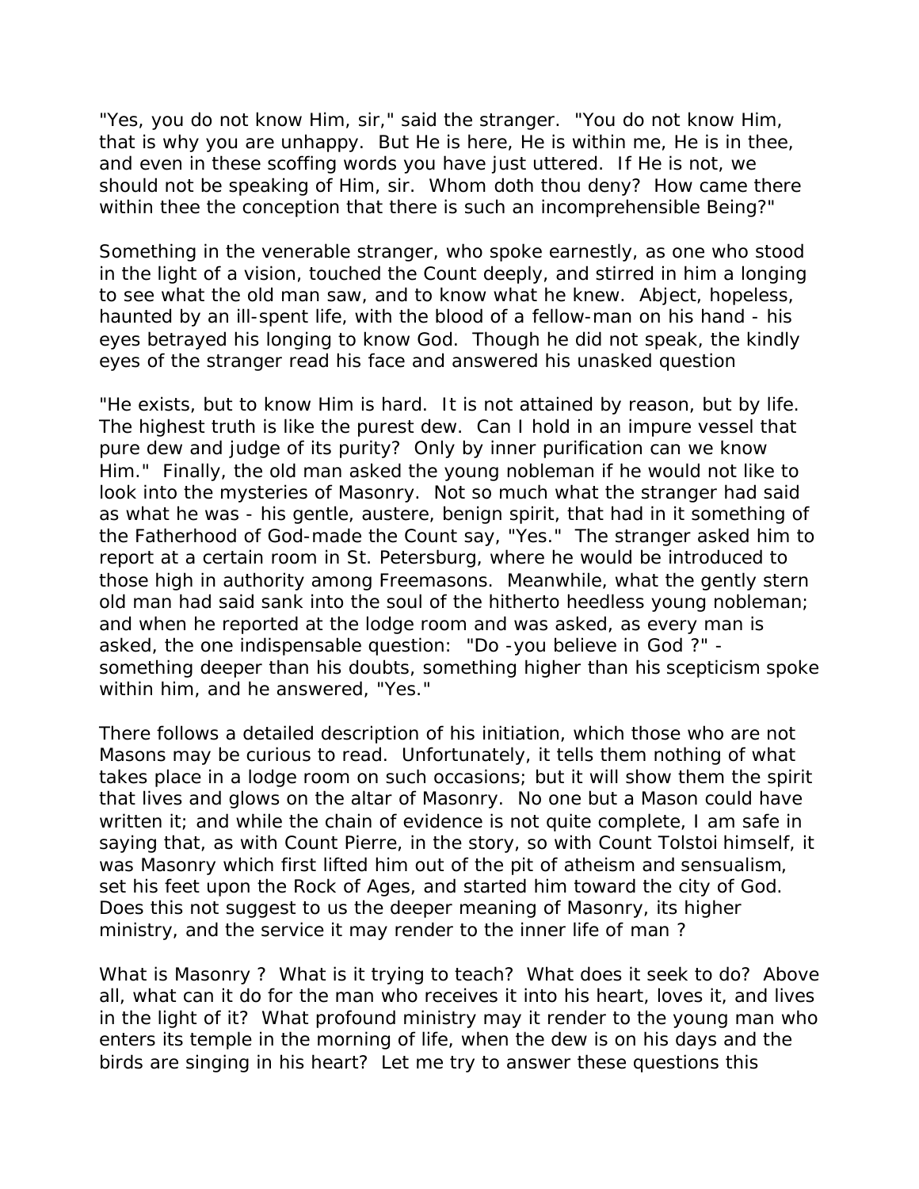"Yes, you do not know Him, sir," said the stranger. "You do not know Him, that is why you are unhappy. But He is here, He is within me, He is in thee, and even in these scoffing words you have just uttered. If He is not, we should not be speaking of Him, sir. Whom doth thou deny? How came there within thee the conception that there is such an incomprehensible Being?"

Something in the venerable stranger, who spoke earnestly, as one who stood in the light of a vision, touched the Count deeply, and stirred in him a longing to see what the old man saw, and to know what he knew. Abject, hopeless, haunted by an ill-spent life, with the blood of a fellow-man on his hand - his eyes betrayed his longing to know God. Though he did not speak, the kindly eyes of the stranger read his face and answered his unasked question

"He exists, but to know Him is hard. It is not attained by reason, but by life. The highest truth is like the purest dew. Can I hold in an impure vessel that pure dew and judge of its purity? Only by inner purification can we know Him." Finally, the old man asked the young nobleman if he would not like to look into the mysteries of Masonry. Not so much what the stranger had said as what he was - his gentle, austere, benign spirit, that had in it something of the Fatherhood of God-made the Count say, "Yes." The stranger asked him to report at a certain room in St. Petersburg, where he would be introduced to those high in authority among Freemasons. Meanwhile, what the gently stern old man had said sank into the soul of the hitherto heedless young nobleman; and when he reported at the lodge room and was asked, as every man is asked, the one indispensable question: "Do -you believe in God ?" - something deeper than his doubts, something higher than his scepticism spoke within him, and he answered, "Yes."

There follows a detailed description of his initiation, which those who are not Masons may be curious to read. Unfortunately, it tells them nothing of what takes place in a lodge room on such occasions; but it will show them the spirit that lives and glows on the altar of Masonry. No one but a Mason could have written it; and while the chain of evidence is not quite complete, I am safe in saying that, as with Count Pierre, in the story, so with Count Tolstoi himself, it was Masonry which first lifted him out of the pit of atheism and sensualism, set his feet upon the Rock of Ages, and started him toward the city of God. Does this not suggest to us the deeper meaning of Masonry, its higher ministry, and the service it may render to the inner life of man ?

What is Masonry ? What is it trying to teach? What does it seek to do? Above all, what can it do for the man who receives it into his heart, loves it, and lives in the light of it? What profound ministry may it render to the young man who enters its temple in the morning of life, when the dew is on his days and the birds are singing in his heart? Let me try to answer these questions this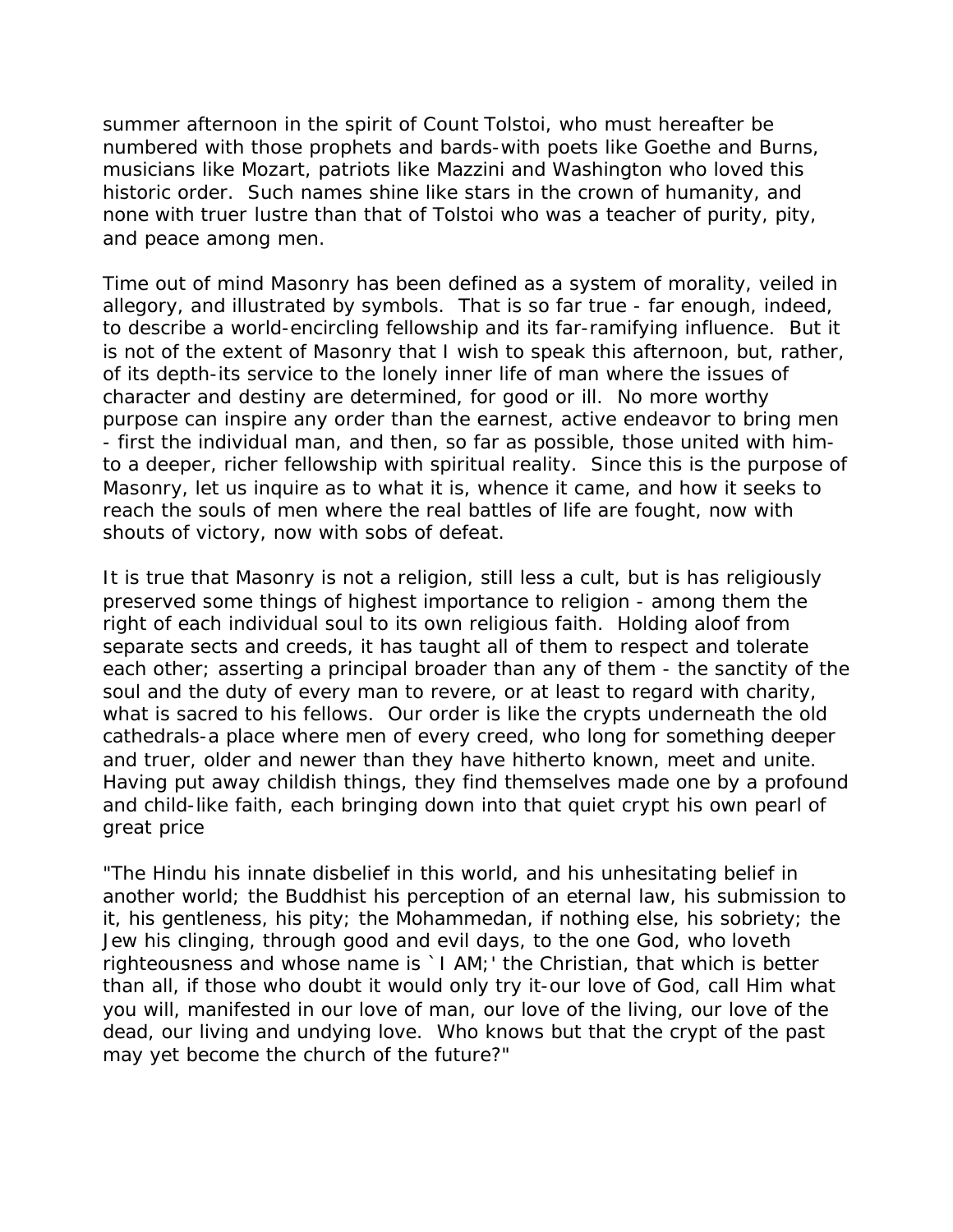summer afternoon in the spirit of Count Tolstoi, who must hereafter be numbered with those prophets and bards-with poets like Goethe and Burns, musicians like Mozart, patriots like Mazzini and Washington who loved this historic order. Such names shine like stars in the crown of humanity, and none with truer lustre than that of Tolstoi who was a teacher of purity, pity, and peace among men.

Time out of mind Masonry has been defined as a system of morality, veiled in allegory, and illustrated by symbols. That is so far true - far enough, indeed, to describe a world-encircling fellowship and its far-ramifying influence. But it is not of the extent of Masonry that I wish to speak this afternoon, but, rather, of its depth-its service to the lonely inner life of man where the issues of character and destiny are determined, for good or ill. No more worthy purpose can inspire any order than the earnest, active endeavor to bring men - first the individual man, and then, so far as possible, those united with him- to a deeper, richer fellowship with spiritual reality. Since this is the purpose of Masonry, let us inquire as to what it is, whence it came, and how it seeks to reach the souls of men where the real battles of life are fought, now with shouts of victory, now with sobs of defeat.

It is true that Masonry is not a religion, still less a cult, but is has religiously preserved some things of highest importance to religion - among them the right of each individual soul to its own religious faith. Holding aloof from separate sects and creeds, it has taught all of them to respect and tolerate each other; asserting a principal broader than any of them - the sanctity of the soul and the duty of every man to revere, or at least to regard with charity, what is sacred to his fellows. Our order is like the crypts underneath the old cathedrals-a place where men of every creed, who long for something deeper and truer, older and newer than they have hitherto known, meet and unite. Having put away childish things, they find themselves made one by a profound and child-like faith, each bringing down into that quiet crypt his own pearl of great price

"The Hindu his innate disbelief in this world, and his unhesitating belief in another world; the Buddhist his perception of an eternal law, his submission to it, his gentleness, his pity; the Mohammedan, if nothing else, his sobriety; the Jew his clinging, through good and evil days, to the one God, who loveth righteousness and whose name is `I AM;' the Christian, that which is better than all, if those who doubt it would only try it-our love of God, call Him what you will, manifested in our love of man, our love of the living, our love of the dead, our living and undying love. Who knows but that the crypt of the past may yet become the church of the future?"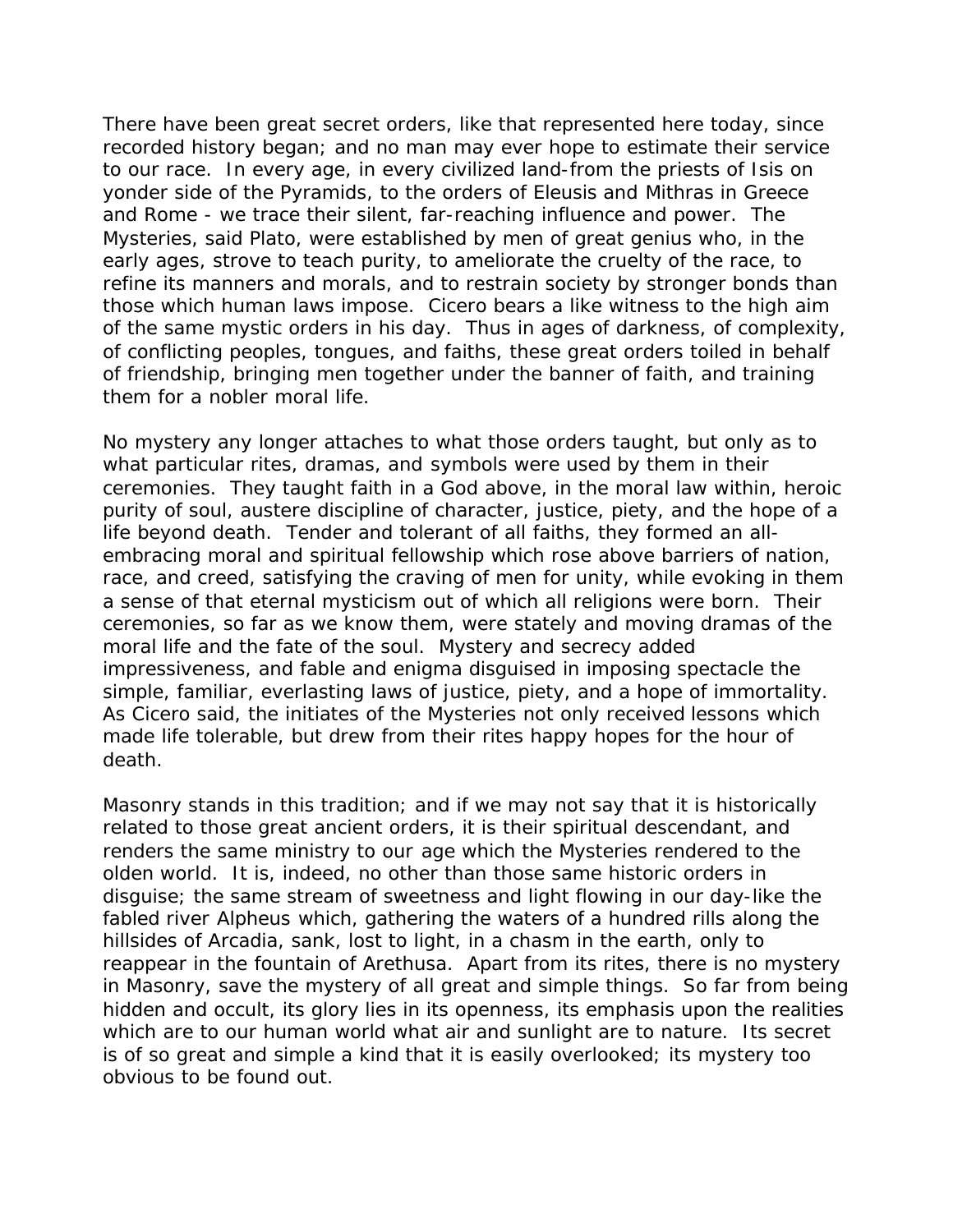There have been great secret orders, like that represented here today, since recorded history began; and no man may ever hope to estimate their service to our race. In every age, in every civilized land-from the priests of Isis on yonder side of the Pyramids, to the orders of Eleusis and Mithras in Greece and Rome - we trace their silent, far-reaching influence and power. The Mysteries, said Plato, were established by men of great genius who, in the early ages, strove to teach purity, to ameliorate the cruelty of the race, to refine its manners and morals, and to restrain society by stronger bonds than those which human laws impose. Cicero bears a like witness to the high aim of the same mystic orders in his day. Thus in ages of darkness, of complexity, of conflicting peoples, tongues, and faiths, these great orders toiled in behalf of friendship, bringing men together under the banner of faith, and training them for a nobler moral life.

No mystery any longer attaches to what those orders taught, but only as to what particular rites, dramas, and symbols were used by them in their ceremonies. They taught faith in a God above, in the moral law within, heroic purity of soul, austere discipline of character, justice, piety, and the hope of a life beyond death. Tender and tolerant of all faiths, they formed an all-embracing moral and spiritual fellowship which rose above barriers of nation, race, and creed, satisfying the craving of men for unity, while evoking in them a sense of that eternal mysticism out of which all religions were born. Their ceremonies, so far as we know them, were stately and moving dramas of the moral life and the fate of the soul. Mystery and secrecy added impressiveness, and fable and enigma disguised in imposing spectacle the simple, familiar, everlasting laws of justice, piety, and a hope of immortality. As Cicero said, the initiates of the Mysteries not only received lessons which made life tolerable, but drew from their rites happy hopes for the hour of death.

Masonry stands in this tradition; and if we may not say that it is historically related to those great ancient orders, it is their spiritual descendant, and renders the same ministry to our age which the Mysteries rendered to the olden world. It is, indeed, no other than those same historic orders in disguise; the same stream of sweetness and light flowing in our day-like the fabled river Alpheus which, gathering the waters of a hundred rills along the hillsides of Arcadia, sank, lost to light, in a chasm in the earth, only to reappear in the fountain of Arethusa. Apart from its rites, there is no mystery in Masonry, save the mystery of all great and simple things. So far from being hidden and occult, its glory lies in its openness, its emphasis upon the realities which are to our human world what air and sunlight are to nature. Its secret is of so great and simple a kind that it is easily overlooked; its mystery too obvious to be found out.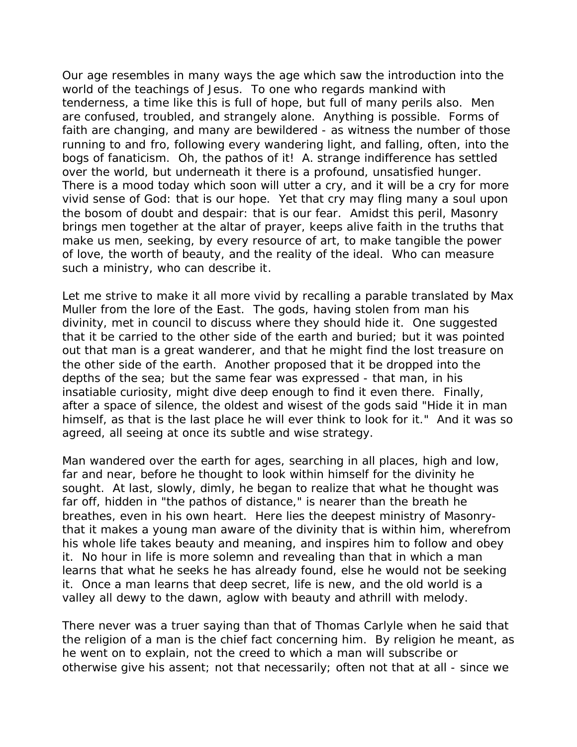Our age resembles in many ways the age which saw the introduction into the world of the teachings of Jesus. To one who regards mankind with tenderness, a time like this is full of hope, but full of many perils also. Men are confused, troubled, and strangely alone. Anything is possible. Forms of faith are changing, and many are bewildered - as witness the number of those running to and fro, following every wandering light, and falling, often, into the bogs of fanaticism. Oh, the pathos of it! A. strange indifference has settled over the world, but underneath it there is a profound, unsatisfied hunger. There is a mood today which soon will utter a cry, and it will be a cry for more vivid sense of God: that is our hope. Yet that cry may fling many a soul upon the bosom of doubt and despair: that is our fear. Amidst this peril, Masonry brings men together at the altar of prayer, keeps alive faith in the truths that make us men, seeking, by every resource of art, to make tangible the power of love, the worth of beauty, and the reality of the ideal. Who can measure such a ministry, who can describe it.

Let me strive to make it all more vivid by recalling a parable translated by Max Muller from the lore of the East. The gods, having stolen from man his divinity, met in council to discuss where they should hide it. One suggested that it be carried to the other side of the earth and buried; but it was pointed out that man is a great wanderer, and that he might find the lost treasure on the other side of the earth. Another proposed that it be dropped into the depths of the sea; but the same fear was expressed - that man, in his insatiable curiosity, might dive deep enough to find it even there. Finally, after a space of silence, the oldest and wisest of the gods said "Hide it in man himself, as that is the last place he will ever think to look for it." And it was so agreed, all seeing at once its subtle and wise strategy.

Man wandered over the earth for ages, searching in all places, high and low, far and near, before he thought to look within himself for the divinity he sought. At last, slowly, dimly, he began to realize that what he thought was far off, hidden in "the pathos of distance," is nearer than the breath he breathes, even in his own heart. Here lies the deepest ministry of Masonry- that it makes a young man aware of the divinity that is within him, wherefrom his whole life takes beauty and meaning, and inspires him to follow and obey it. No hour in life is more solemn and revealing than that in which a man learns that what he seeks he has already found, else he would not be seeking it. Once a man learns that deep secret, life is new, and the old world is a valley all dewy to the dawn, aglow with beauty and athrill with melody.

There never was a truer saying than that of Thomas Carlyle when he said that the religion of a man is the chief fact concerning him. By religion he meant, as he went on to explain, not the creed to which a man will subscribe or otherwise give his assent; not that necessarily; often not that at all - since we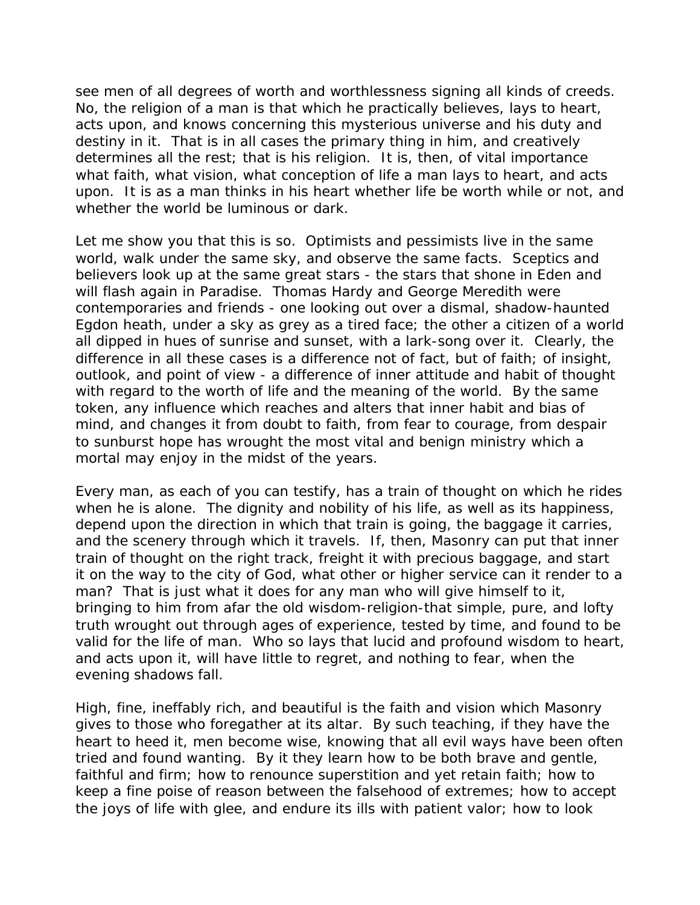see men of all degrees of worth and worthlessness signing all kinds of creeds. No, the religion of a man is that which he practically believes, lays to heart, acts upon, and knows concerning this mysterious universe and his duty and destiny in it. That is in all cases the primary thing in him, and creatively determines all the rest; that is his religion. It is, then, of vital importance what faith, what vision, what conception of life a man lays to heart, and acts upon. It is as a man thinks in his heart whether life be worth while or not, and whether the world be luminous or dark.

Let me show you that this is so. Optimists and pessimists live in the same world, walk under the same sky, and observe the same facts. Sceptics and believers look up at the same great stars - the stars that shone in Eden and will flash again in Paradise. Thomas Hardy and George Meredith were contemporaries and friends - one looking out over a dismal, shadow-haunted Egdon heath, under a sky as grey as a tired face; the other a citizen of a world all dipped in hues of sunrise and sunset, with a lark-song over it. Clearly, the difference in all these cases is a difference not of fact, but of faith; of insight, outlook, and point of view - a difference of inner attitude and habit of thought with regard to the worth of life and the meaning of the world. By the same token, any influence which reaches and alters that inner habit and bias of mind, and changes it from doubt to faith, from fear to courage, from despair to sunburst hope has wrought the most vital and benign ministry which a mortal may enjoy in the midst of the years.

Every man, as each of you can testify, has a train of thought on which he rides when he is alone. The dignity and nobility of his life, as well as its happiness, depend upon the direction in which that train is going, the baggage it carries, and the scenery through which it travels. If, then, Masonry can put that inner train of thought on the right track, freight it with precious baggage, and start it on the way to the city of God, what other or higher service can it render to a man? That is just what it does for any man who will give himself to it, bringing to him from afar the old wisdom-religion-that simple, pure, and lofty truth wrought out through ages of experience, tested by time, and found to be valid for the life of man. Who so lays that lucid and profound wisdom to heart, and acts upon it, will have little to regret, and nothing to fear, when the evening shadows fall.

High, fine, ineffably rich, and beautiful is the faith and vision which Masonry gives to those who foregather at its altar. By such teaching, if they have the heart to heed it, men become wise, knowing that all evil ways have been often tried and found wanting. By it they learn how to be both brave and gentle, faithful and firm; how to renounce superstition and yet retain faith; how to keep a fine poise of reason between the falsehood of extremes; how to accept the joys of life with glee, and endure its ills with patient valor; how to look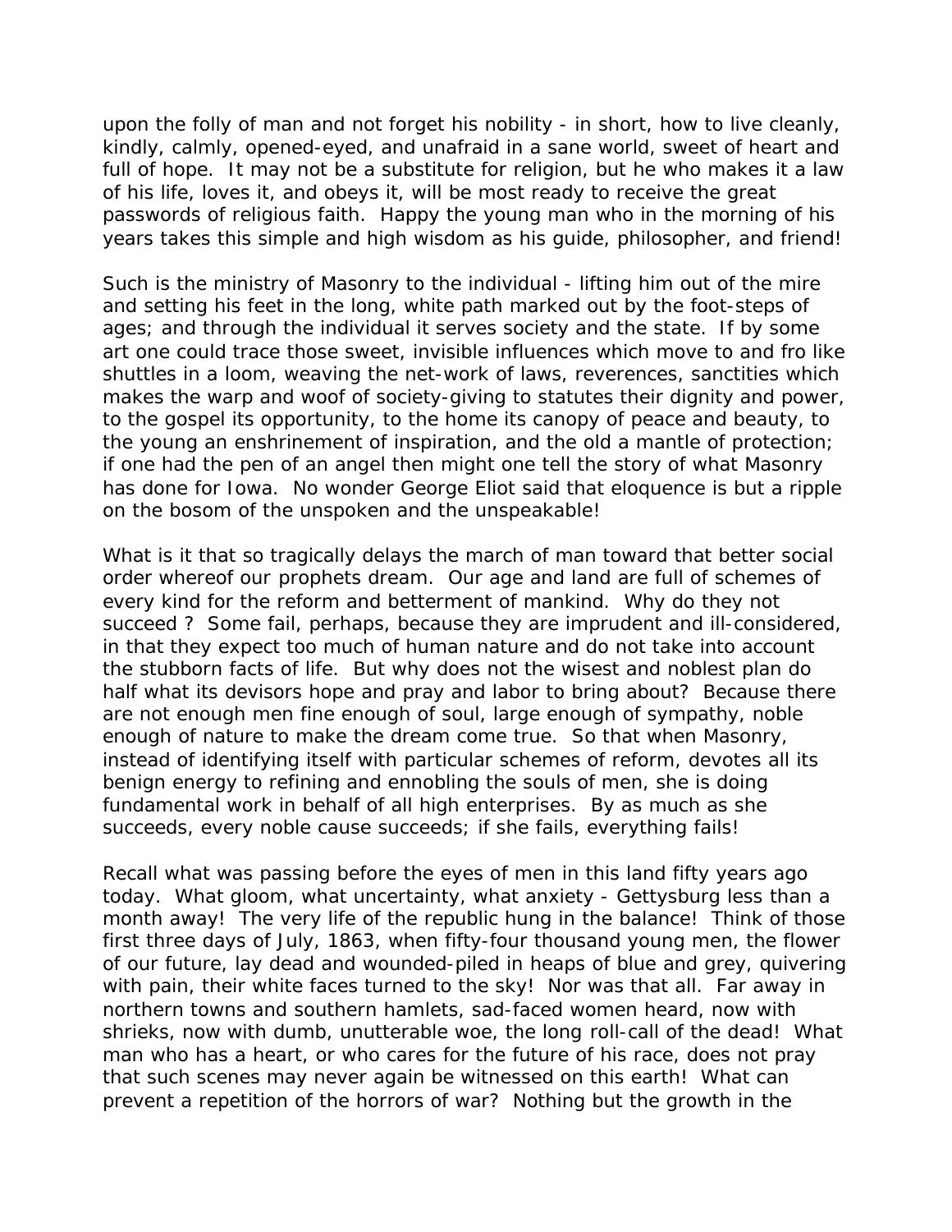upon the folly of man and not forget his nobility - in short, how to live cleanly, kindly, calmly, opened-eyed, and unafraid in a sane world, sweet of heart and full of hope. It may not be a substitute for religion, but he who makes it a law of his life, loves it, and obeys it, will be most ready to receive the great passwords of religious faith. Happy the young man who in the morning of his years takes this simple and high wisdom as his guide, philosopher, and friend!

Such is the ministry of Masonry to the individual - lifting him out of the mire and setting his feet in the long, white path marked out by the foot-steps of ages; and through the individual it serves society and the state. If by some art one could trace those sweet, invisible influences which move to and fro like shuttles in a loom, weaving the net-work of laws, reverences, sanctities which makes the warp and woof of society-giving to statutes their dignity and power, to the gospel its opportunity, to the home its canopy of peace and beauty, to the young an enshrinement of inspiration, and the old a mantle of protection; if one had the pen of an angel then might one tell the story of what Masonry has done for Iowa. No wonder George Eliot said that eloquence is but a ripple on the bosom of the unspoken and the unspeakable!

What is it that so tragically delays the march of man toward that better social order whereof our prophets dream. Our age and land are full of schemes of every kind for the reform and betterment of mankind. Why do they not succeed ? Some fail, perhaps, because they are imprudent and ill-considered, in that they expect too much of human nature and do not take into account the stubborn facts of life. But why does not the wisest and noblest plan do half what its devisors hope and pray and labor to bring about? Because there are not enough men fine enough of soul, large enough of sympathy, noble enough of nature to make the dream come true. So that when Masonry, instead of identifying itself with particular schemes of reform, devotes all its benign energy to refining and ennobling the souls of men, she is doing fundamental work in behalf of all high enterprises. By as much as she succeeds, every noble cause succeeds; if she fails, everything fails!

Recall what was passing before the eyes of men in this land fifty years ago today. What gloom, what uncertainty, what anxiety - Gettysburg less than a month away! The very life of the republic hung in the balance! Think of those first three days of July, 1863, when fifty-four thousand young men, the flower of our future, lay dead and wounded-piled in heaps of blue and grey, quivering with pain, their white faces turned to the sky! Nor was that all. Far away in northern towns and southern hamlets, sad-faced women heard, now with shrieks, now with dumb, unutterable woe, the long roll-call of the dead! What man who has a heart, or who cares for the future of his race, does not pray that such scenes may never again be witnessed on this earth! What can prevent a repetition of the horrors of war? Nothing but the growth in the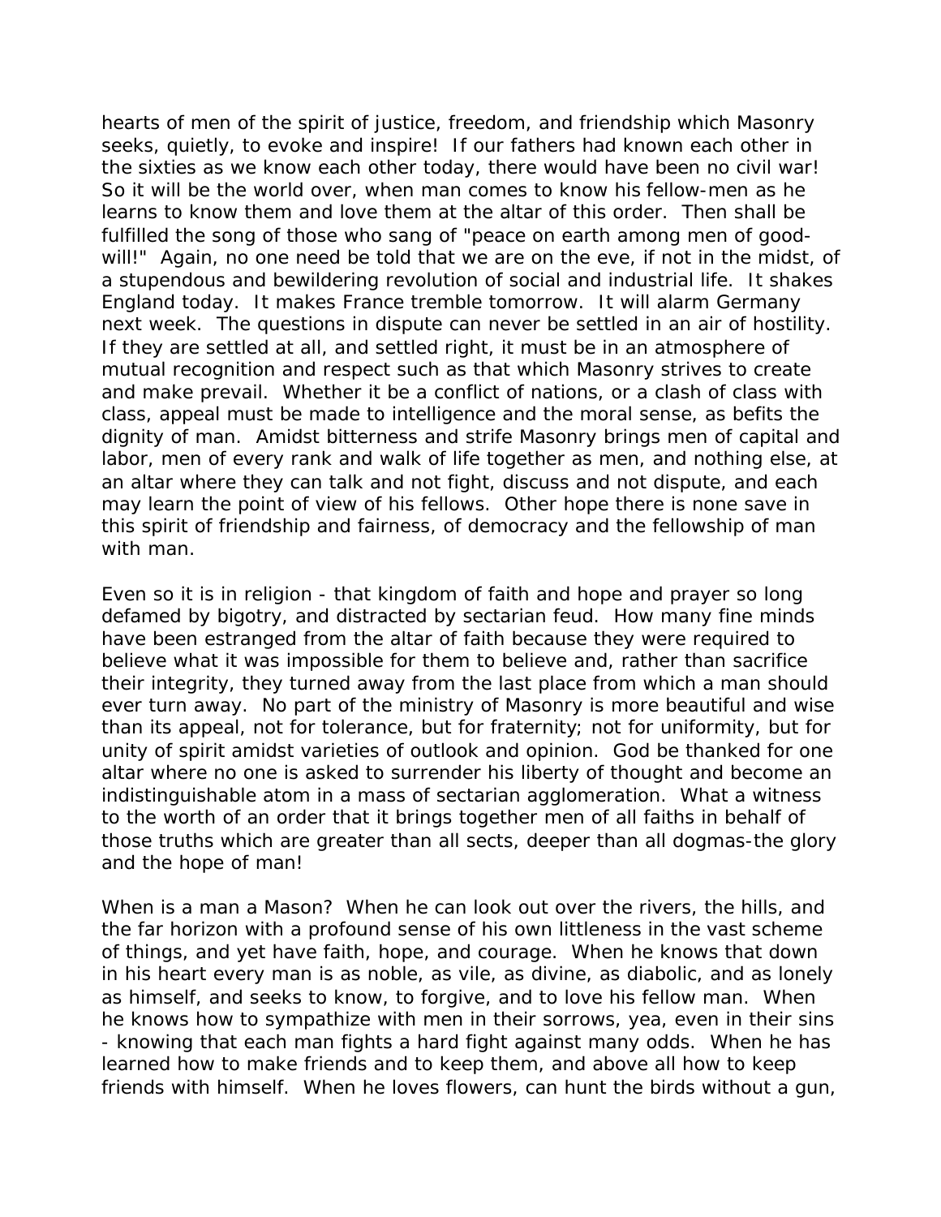hearts of men of the spirit of justice, freedom, and friendship which Masonry seeks, quietly, to evoke and inspire! If our fathers had known each other in the sixties as we know each other today, there would have been no civil war! So it will be the world over, when man comes to know his fellow-men as he learns to know them and love them at the altar of this order. Then shall be fulfilled the song of those who sang of "peace on earth among men of good-will!" Again, no one need be told that we are on the eve, if not in the midst, of a stupendous and bewildering revolution of social and industrial life. It shakes England today. It makes France tremble tomorrow. It will alarm Germany next week. The questions in dispute can never be settled in an air of hostility. If they are settled at all, and settled right, it must be in an atmosphere of mutual recognition and respect such as that which Masonry strives to create and make prevail. Whether it be a conflict of nations, or a clash of class with class, appeal must be made to intelligence and the moral sense, as befits the dignity of man. Amidst bitterness and strife Masonry brings men of capital and labor, men of every rank and walk of life together as men, and nothing else, at an altar where they can talk and not fight, discuss and not dispute, and each may learn the point of view of his fellows. Other hope there is none save in this spirit of friendship and fairness, of democracy and the fellowship of man with man.

Even so it is in religion - that kingdom of faith and hope and prayer so long defamed by bigotry, and distracted by sectarian feud. How many fine minds have been estranged from the altar of faith because they were required to believe what it was impossible for them to believe and, rather than sacrifice their integrity, they turned away from the last place from which a man should ever turn away. No part of the ministry of Masonry is more beautiful and wise than its appeal, not for tolerance, but for fraternity; not for uniformity, but for unity of spirit amidst varieties of outlook and opinion. God be thanked for one altar where no one is asked to surrender his liberty of thought and become an indistinguishable atom in a mass of sectarian agglomeration. What a witness to the worth of an order that it brings together men of all faiths in behalf of those truths which are greater than all sects, deeper than all dogmas-the glory and the hope of man!

When is a man a Mason? When he can look out over the rivers, the hills, and the far horizon with a profound sense of his own littleness in the vast scheme of things, and yet have faith, hope, and courage. When he knows that down in his heart every man is as noble, as vile, as divine, as diabolic, and as lonely as himself, and seeks to know, to forgive, and to love his fellow man. When he knows how to sympathize with men in their sorrows, yea, even in their sins - knowing that each man fights a hard fight against many odds. When he has learned how to make friends and to keep them, and above all how to keep friends with himself. When he loves flowers, can hunt the birds without a gun,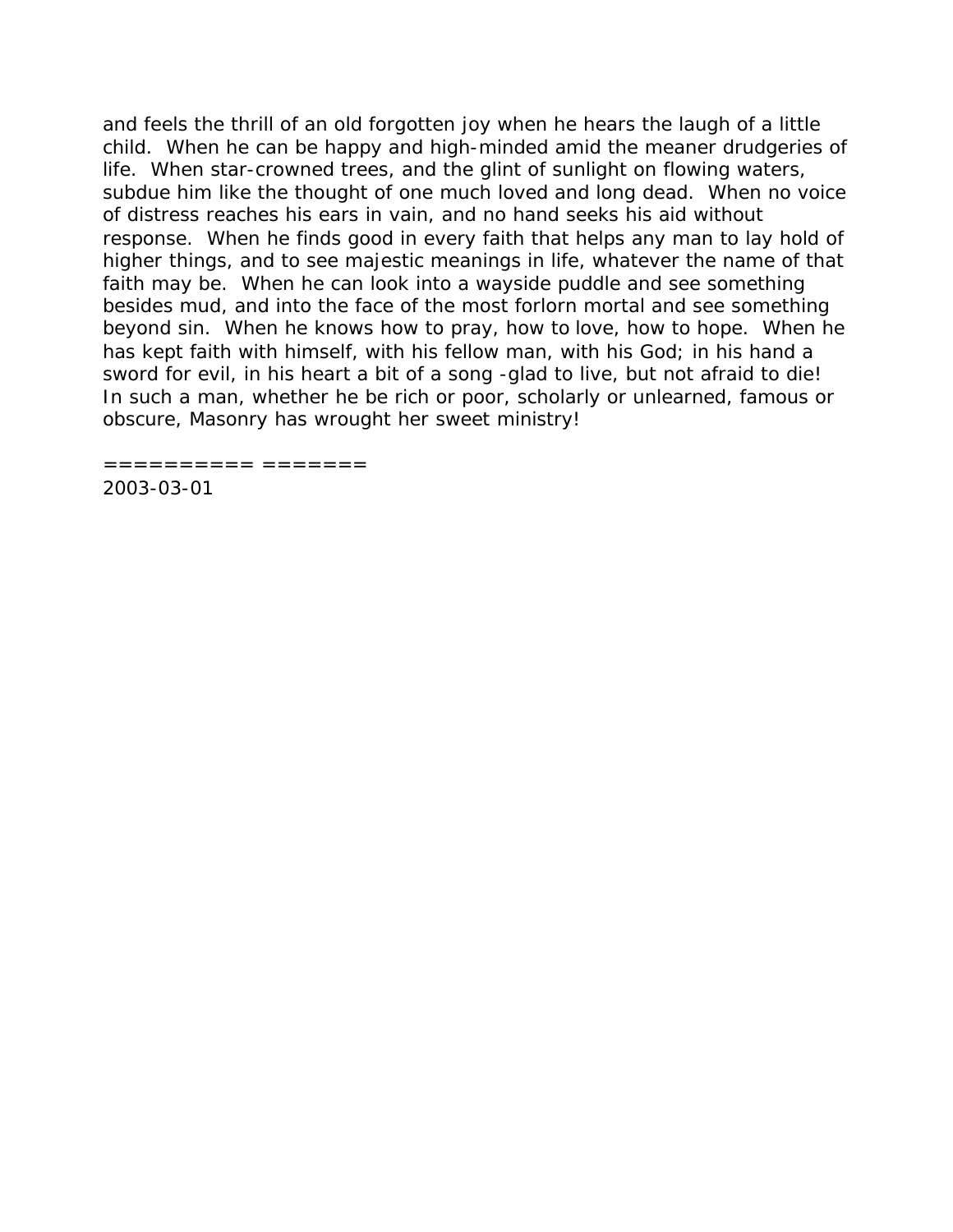and feels the thrill of an old forgotten joy when he hears the laugh of a little child.  When he can be happy and high-minded amid the meaner drudgeries of life.  When star-crowned trees, and the glint of sunlight on flowing waters, subdue him like the thought of one much loved and long dead.  When no voice of distress reaches his ears in vain, and no hand seeks his aid without response.  When he finds good in every faith that helps any man to lay hold of higher things, and to see majestic meanings in life, whatever the name of that faith may be.  When he can look into a wayside puddle and see something besides mud, and into the face of the most forlorn mortal and see something beyond sin.  When he knows how to pray, how to love, how to hope.  When he has kept faith with himself, with his fellow man, with his God; in his hand a sword for evil, in his heart a bit of a song -glad to live, but not afraid to die!  In such a man, whether he be rich or poor, scholarly or unlearned, famous or obscure, Masonry has wrought her sweet ministry!

========= =======
2003-03-01